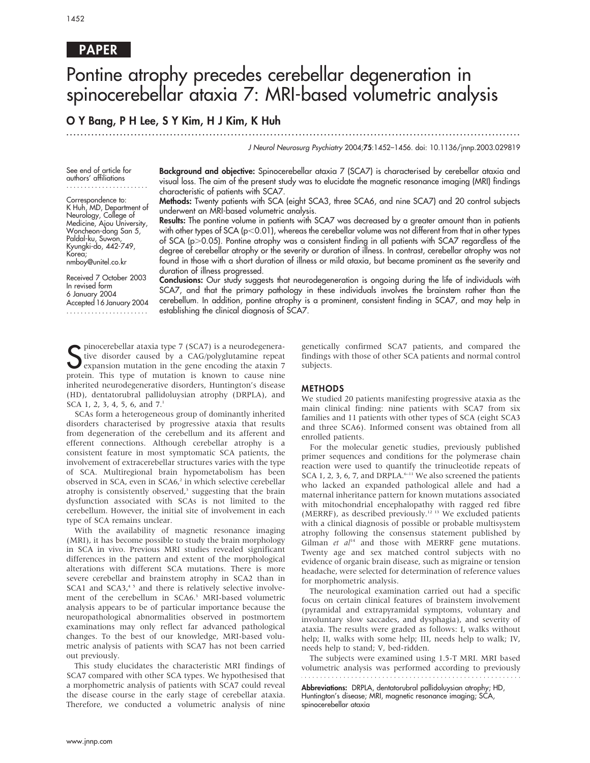PAPER

# Pontine atrophy precedes cerebellar degeneration in spinocerebellar ataxia 7: MRI-based volumetric analysis

**O Y Bang, P H Lee, S Y Kim, H J Kim, K Huh**

See end of article for authors' affiliations

Correspondence to: K Huh, MD, Department of Neurology, College of Medicine, Ajou University, Woncheon-dong San 5, Paldal-ku, Suwon, Kyungki-do, 442-749, Korea; nmboy@unitel.co.kr

Received 7 October 2003
In revised form 6 January 2004
Accepted 16 January 2004

**Background and objective:** Spinocerebellar ataxia 7 (SCA7) is characterised by cerebellar ataxia and visual loss. The aim of the present study was to elucidate the magnetic resonance imaging (MRI) findings characteristic of patients with SCA7.

**Methods:** Twenty patients with SCA (eight SCA3, three SCA6, and nine SCA7) and 20 control subjects underwent an MRI-based volumetric analysis.

**Results:** The pontine volume in patients with SCA7 was decreased by a greater amount than in patients with other types of SCA ($p<0.01$), whereas the cerebellar volume was not different from that in other types of SCA ($p>0.05$). Pontine atrophy was a consistent finding in all patients with SCA7 regardless of the degree of cerebellar atrophy or the severity or duration of illness. In contrast, cerebellar atrophy was not found in those with a short duration of illness or mild ataxia, but became prominent as the severity and duration of illness progressed.

**Conclusions:** Our study suggests that neurodegeneration is ongoing during the life of individuals with SCA7, and that the primary pathology in these individuals involves the brainstem rather than the cerebellum. In addition, pontine atrophy is a prominent, consistent finding in SCA7, and may help in establishing the clinical diagnosis of SCA7.

Spinocerebellar ataxia type 7 (SCA7) is a neurodegenerative disorder caused by a CAG/polyglutamine repeat expansion mutation in the gene encoding the ataxin 7 protein. This type of mutation is known to cause nine inherited neurodegenerative disorders, Huntington's disease (HD), dentatorubral pallidoluysian atrophy (DRPLA), and SCA 1, 2, 3, 4, 5, 6, and 7.[1]

SCAs form a heterogeneous group of dominantly inherited disorders characterised by progressive ataxia that results from degeneration of the cerebellum and its afferent and efferent connections. Although cerebellar atrophy is a consistent feature in most symptomatic SCA patients, the involvement of extracerebellar structures varies with the type of SCA. Multiregional brain hypometabolism has been observed in SCA, even in SCA6,[2] in which selective cerebellar atrophy is consistently observed,[3] suggesting that the brain dysfunction associated with SCAs is not limited to the cerebellum. However, the initial site of involvement in each type of SCA remains unclear.

With the availability of magnetic resonance imaging (MRI), it has become possible to study the brain morphology in SCA in vivo. Previous MRI studies revealed significant differences in the pattern and extent of the morphological alterations with different SCA mutations. There is more severe cerebellar and brainstem atrophy in SCA2 than in SCA1 and SCA3,[4,5] and there is relatively selective involvement of the cerebellum in SCA6.[3] MRI-based volumetric analysis appears to be of particular importance because the neuropathological abnormalities observed in postmortem examinations may only reflect far advanced pathological changes. To the best of our knowledge, MRI-based volumetric analysis of patients with SCA7 has not been carried out previously.

This study elucidates the characteristic MRI findings of SCA7 compared with other SCA types. We hypothesised that a morphometric analysis of patients with SCA7 could reveal the disease course in the early stage of cerebellar ataxia. Therefore, we conducted a volumetric analysis of nine genetically confirmed SCA7 patients, and compared the findings with those of other SCA patients and normal control subjects.

## METHODS

We studied 20 patients manifesting progressive ataxia as the main clinical finding: nine patients with SCA7 from six families and 11 patients with other types of SCA (eight SCA3 and three SCA6). Informed consent was obtained from all enrolled patients.

For the molecular genetic studies, previously published primer sequences and conditions for the polymerase chain reaction were used to quantify the trinucleotide repeats of SCA 1, 2, 3, 6, 7, and DRPLA.[6–11] We also screened the patients who lacked an expanded pathological allele and had a maternal inheritance pattern for known mutations associated with mitochondrial encephalopathy with ragged red fibre (MERRF), as described previously.[12,13] We excluded patients with a clinical diagnosis of possible or probable multisystem atrophy following the consensus statement published by Gilman *et al*[14] and those with MERRF gene mutations. Twenty age and sex matched control subjects with no evidence of organic brain disease, such as migraine or tension headache, were selected for determination of reference values for morphometric analysis.

The neurological examination carried out had a specific focus on certain clinical features of brainstem involvement (pyramidal and extrapyramidal symptoms, voluntary and involuntary slow saccades, and dysphagia), and severity of ataxia. The results were graded as follows: I, walks without help; II, walks with some help; III, needs help to walk; IV, needs help to stand; V, bed-ridden.

The subjects were examined using 1.5-T MRI. MRI based volumetric analysis was performed according to previously

**Abbreviations:** DRPLA, dentatorubral pallidoluysian atrophy; HD, Huntington's disease; MRI, magnetic resonance imaging; SCA, spinocerebellar ataxia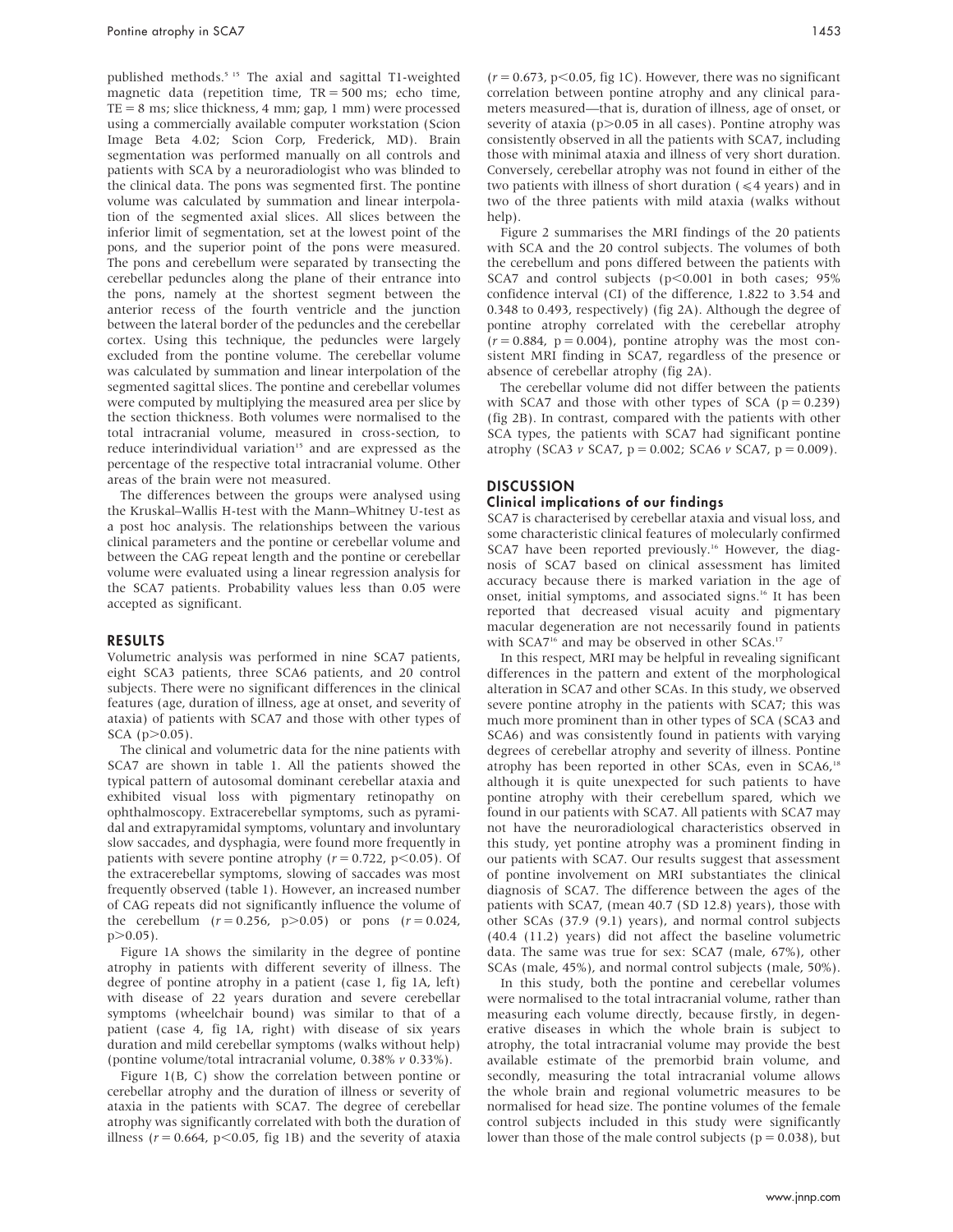published methods.[5 15] The axial and sagittal T1-weighted magnetic data (repetition time, TR = 500 ms; echo time, TE = 8 ms; slice thickness, 4 mm; gap, 1 mm) were processed using a commercially available computer workstation (Scion Image Beta 4.02; Scion Corp, Frederick, MD). Brain segmentation was performed manually on all controls and patients with SCA by a neuroradiologist who was blinded to the clinical data. The pons was segmented first. The pontine volume was calculated by summation and linear interpolation of the segmented axial slices. All slices between the inferior limit of segmentation, set at the lowest point of the pons, and the superior point of the pons were measured. The pons and cerebellum were separated by transecting the cerebellar peduncles along the plane of their entrance into the pons, namely at the shortest segment between the anterior recess of the fourth ventricle and the junction between the lateral border of the peduncles and the cerebellar cortex. Using this technique, the peduncles were largely excluded from the pontine volume. The cerebellar volume was calculated by summation and linear interpolation of the segmented sagittal slices. The pontine and cerebellar volumes were computed by multiplying the measured area per slice by the section thickness. Both volumes were normalised to the total intracranial volume, measured in cross-section, to reduce interindividual variation[15] and are expressed as the percentage of the respective total intracranial volume. Other areas of the brain were not measured.

The differences between the groups were analysed using the Kruskal–Wallis H-test with the Mann–Whitney U-test as a post hoc analysis. The relationships between the various clinical parameters and the pontine or cerebellar volume and between the CAG repeat length and the pontine or cerebellar volume were evaluated using a linear regression analysis for the SCA7 patients. Probability values less than 0.05 were accepted as significant.

## RESULTS

Volumetric analysis was performed in nine SCA7 patients, eight SCA3 patients, three SCA6 patients, and 20 control subjects. There were no significant differences in the clinical features (age, duration of illness, age at onset, and severity of ataxia) of patients with SCA7 and those with other types of SCA ($p > 0.05$).

The clinical and volumetric data for the nine patients with SCA7 are shown in table 1. All the patients showed the typical pattern of autosomal dominant cerebellar ataxia and exhibited visual loss with pigmentary retinopathy on ophthalmoscopy. Extracerebellar symptoms, such as pyramidal and extrapyramidal symptoms, voluntary and involuntary slow saccades, and dysphagia, were found more frequently in patients with severe pontine atrophy ($r = 0.722$, $p < 0.05$). Of the extracerebellar symptoms, slowing of saccades was most frequently observed (table 1). However, an increased number of CAG repeats did not significantly influence the volume of the cerebellum ($r = 0.256$, $p > 0.05$) or pons ($r = 0.024$, $p > 0.05$).

Figure 1A shows the similarity in the degree of pontine atrophy in patients with different severity of illness. The degree of pontine atrophy in a patient (case 1, fig 1A, left) with disease of 22 years duration and severe cerebellar symptoms (wheelchair bound) was similar to that of a patient (case 4, fig 1A, right) with disease of six years duration and mild cerebellar symptoms (walks without help) (pontine volume/total intracranial volume, 0.38% *v* 0.33%).

Figure 1(B, C) show the correlation between pontine or cerebellar atrophy and the duration of illness or severity of ataxia in the patients with SCA7. The degree of cerebellar atrophy was significantly correlated with both the duration of illness ($r = 0.664$, $p < 0.05$, fig 1B) and the severity of ataxia ($r = 0.673$, $p < 0.05$, fig 1C). However, there was no significant correlation between pontine atrophy and any clinical parameters measured—that is, duration of illness, age of onset, or severity of ataxia ($p > 0.05$ in all cases). Pontine atrophy was consistently observed in all the patients with SCA7, including those with minimal ataxia and illness of very short duration. Conversely, cerebellar atrophy was not found in either of the two patients with illness of short duration ($\leqslant 4$ years) and in two of the three patients with mild ataxia (walks without help).

Figure 2 summarises the MRI findings of the 20 patients with SCA and the 20 control subjects. The volumes of both the cerebellum and pons differed between the patients with SCA7 and control subjects ($p < 0.001$ in both cases; 95% confidence interval (CI) of the difference, 1.822 to 3.54 and 0.348 to 0.493, respectively) (fig 2A). Although the degree of pontine atrophy correlated with the cerebellar atrophy ($r = 0.884$, $p = 0.004$), pontine atrophy was the most consistent MRI finding in SCA7, regardless of the presence or absence of cerebellar atrophy (fig 2A).

The cerebellar volume did not differ between the patients with SCA7 and those with other types of SCA ($p = 0.239$) (fig 2B). In contrast, compared with the patients with other SCA types, the patients with SCA7 had significant pontine atrophy (SCA3 *v* SCA7, $p = 0.002$; SCA6 *v* SCA7, $p = 0.009$).

## DISCUSSION

### Clinical implications of our findings

SCA7 is characterised by cerebellar ataxia and visual loss, and some characteristic clinical features of molecularly confirmed SCA7 have been reported previously.[16] However, the diagnosis of SCA7 based on clinical assessment has limited accuracy because there is marked variation in the age of onset, initial symptoms, and associated signs.[16] It has been reported that decreased visual acuity and pigmentary macular degeneration are not necessarily found in patients with SCA7[16] and may be observed in other SCAs.[17]

In this respect, MRI may be helpful in revealing significant differences in the pattern and extent of the morphological alteration in SCA7 and other SCAs. In this study, we observed severe pontine atrophy in the patients with SCA7; this was much more prominent than in other types of SCA (SCA3 and SCA6) and was consistently found in patients with varying degrees of cerebellar atrophy and severity of illness. Pontine atrophy has been reported in other SCAs, even in SCA6,[18] although it is quite unexpected for such patients to have pontine atrophy with their cerebellum spared, which we found in our patients with SCA7. All patients with SCA7 may not have the neuroradiological characteristics observed in this study, yet pontine atrophy was a prominent finding in our patients with SCA7. Our results suggest that assessment of pontine involvement on MRI substantiates the clinical diagnosis of SCA7. The difference between the ages of the patients with SCA7, (mean 40.7 (SD 12.8) years), those with other SCAs (37.9 (9.1) years), and normal control subjects (40.4 (11.2) years) did not affect the baseline volumetric data. The same was true for sex: SCA7 (male, 67%), other SCAs (male, 45%), and normal control subjects (male, 50%).

In this study, both the pontine and cerebellar volumes were normalised to the total intracranial volume, rather than measuring each volume directly, because firstly, in degenerative diseases in which the whole brain is subject to atrophy, the total intracranial volume may provide the best available estimate of the premorbid brain volume, and secondly, measuring the total intracranial volume allows the whole brain and regional volumetric measures to be normalised for head size. The pontine volumes of the female control subjects included in this study were significantly lower than those of the male control subjects ($p = 0.038$), but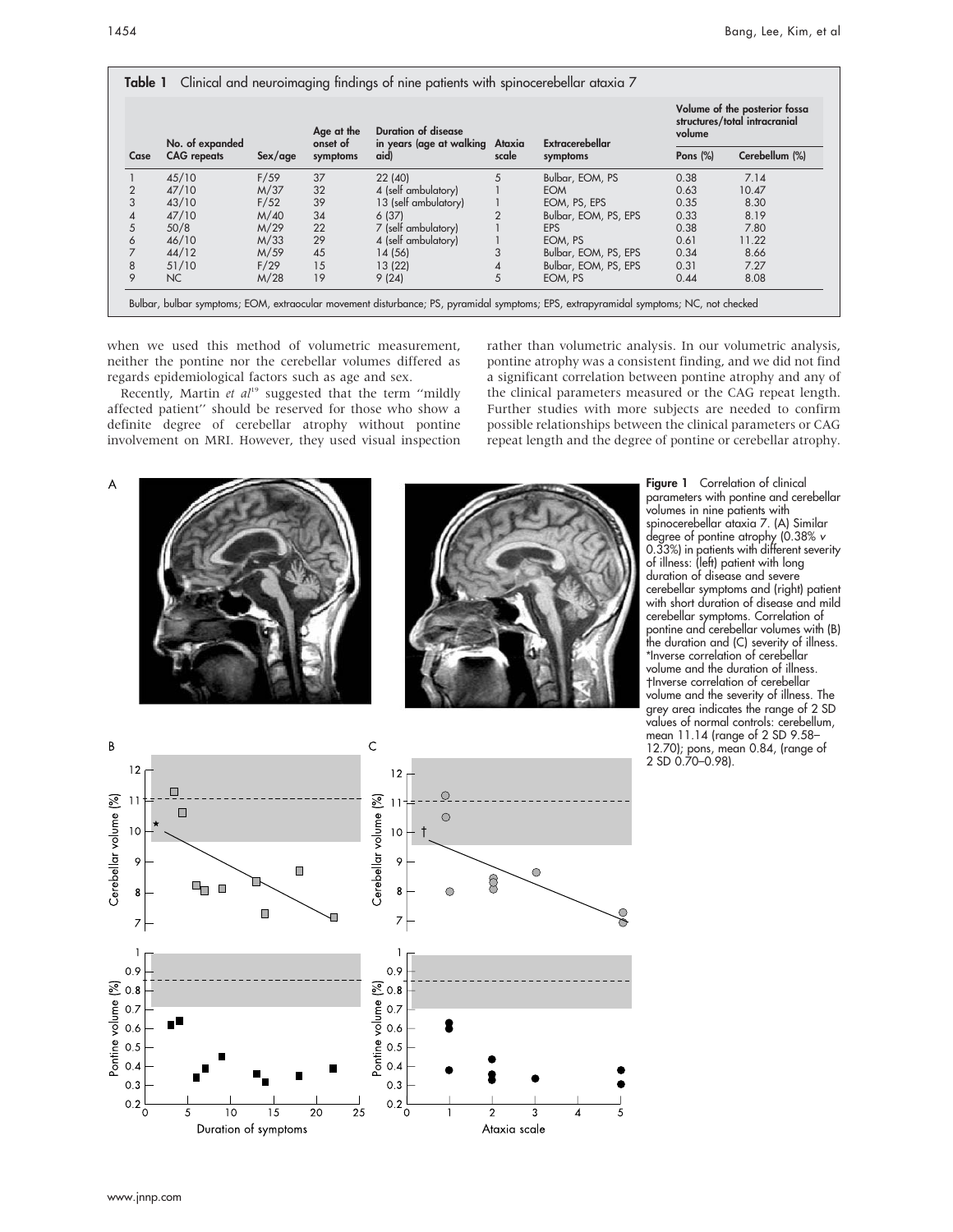**Table 1** Clinical and neuroimaging findings of nine patients with spinocerebellar ataxia 7

| Case | No. of expanded CAG repeats | Sex/age | Age at the onset of symptoms | Duration of disease in years (age at walking aid) | Ataxia scale | Extracerebellar symptoms | Volume of the posterior fossa structures/total intracranial volume | |
|---|---|---|---|---|---|---|---|---|
| | | | | | | | Pons (%) | Cerebellum (%) |
| 1 | 45/10 | F/59 | 37 | 22 (40) | 5 | Bulbar, EOM, PS | 0.38 | 7.14 |
| 2 | 47/10 | M/37 | 32 | 4 (self ambulatory) | 1 | EOM | 0.63 | 10.47 |
| 3 | 43/10 | F/52 | 39 | 13 (self ambulatory) | 1 | EOM, PS, EPS | 0.35 | 8.30 |
| 4 | 47/10 | M/40 | 34 | 6 (37) | 2 | Bulbar, EOM, PS, EPS | 0.33 | 8.19 |
| 5 | 50/8 | M/29 | 22 | 7 (self ambulatory) | 1 | EPS | 0.38 | 7.80 |
| 6 | 46/10 | M/33 | 29 | 4 (self ambulatory) | 1 | EOM, PS | 0.61 | 11.22 |
| 7 | 44/12 | M/59 | 45 | 14 (56) | 3 | Bulbar, EOM, PS, EPS | 0.34 | 8.66 |
| 8 | 51/10 | F/29 | 15 | 13 (22) | 4 | Bulbar, EOM, PS, EPS | 0.31 | 7.27 |
| 9 | NC | M/28 | 19 | 9 (24) | 5 | EOM, PS | 0.44 | 8.08 |

Bulbar, bulbar symptoms; EOM, extraocular movement disturbance; PS, pyramidal symptoms; EPS, extrapyramidal symptoms; NC, not checked

when we used this method of volumetric measurement, neither the pontine nor the cerebellar volumes differed as regards epidemiological factors such as age and sex.

Recently, Martin *et al*[19] suggested that the term "mildly affected patient" should be reserved for those who show a definite degree of cerebellar atrophy without pontine involvement on MRI. However, they used visual inspection rather than volumetric analysis. In our volumetric analysis, pontine atrophy was a consistent finding, and we did not find a significant correlation between pontine atrophy and any of the clinical parameters measured or the CAG repeat length. Further studies with more subjects are needed to confirm possible relationships between the clinical parameters or CAG repeat length and the degree of pontine or cerebellar atrophy.

**Figure 1** Correlation of clinical parameters with pontine and cerebellar volumes in nine patients with spinocerebellar ataxia 7. (A) Similar degree of pontine atrophy (0.38% *v* 0.33%) in patients with different severity of illness: (left) patient with long duration of disease and severe cerebellar symptoms and (right) patient with short duration of disease and mild cerebellar symptoms. Correlation of pontine and cerebellar volumes with (B) the duration and (C) severity of illness. *Inverse correlation of cerebellar volume and the duration of illness. †Inverse correlation of cerebellar volume and the severity of illness. The grey area indicates the range of 2 SD values of normal controls: cerebellum, mean 11.14 (range of 2 SD 9.58–12.70); pons, mean 0.84, (range of 2 SD 0.70–0.98).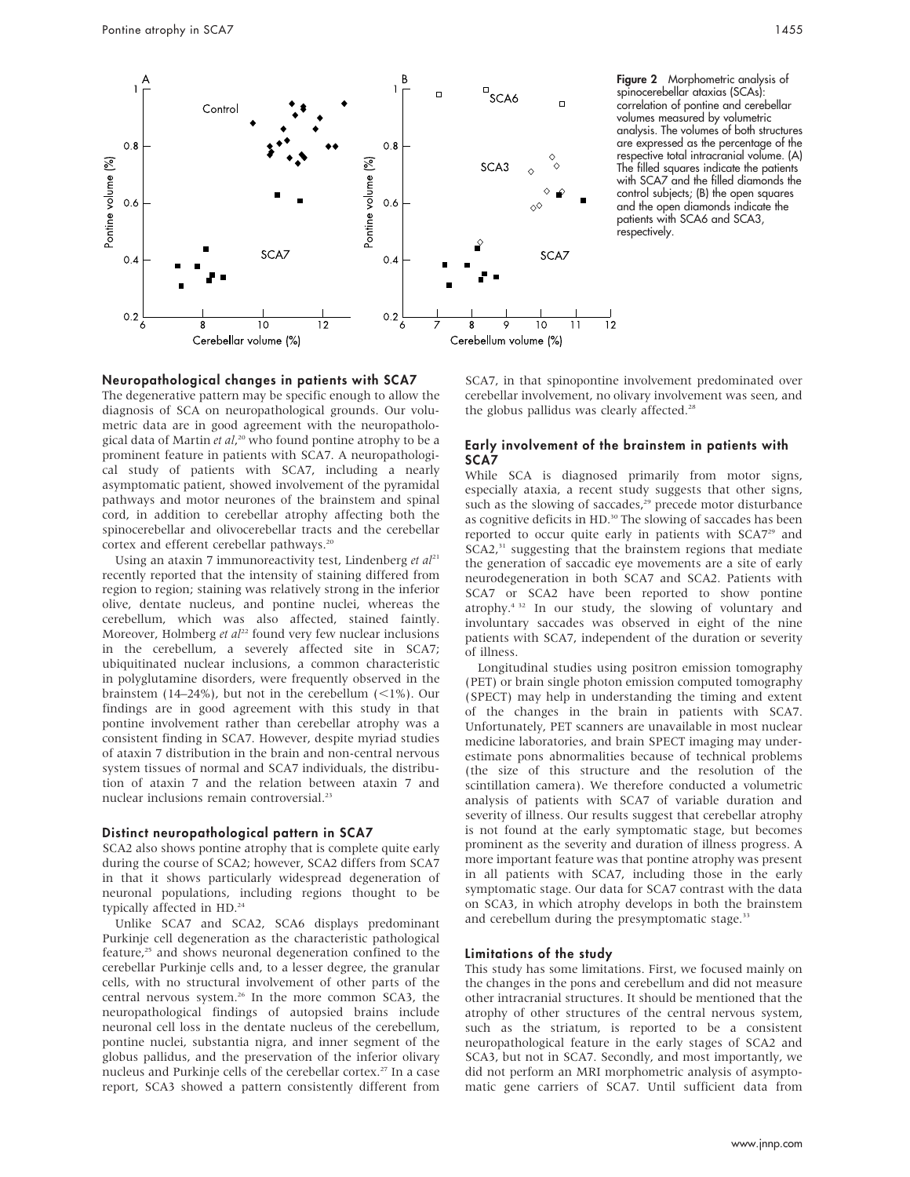Figure 2 Morphometric analysis of spinocerebellar ataxias (SCAs): correlation of pontine and cerebellar volumes measured by volumetric analysis. The volumes of both structures are expressed as the percentage of the respective total intracranial volume. (A) The filled squares indicate the patients with SCA7 and the filled diamonds the control subjects; (B) the open squares and the open diamonds indicate the patients with SCA6 and SCA3, respectively.

### Neuropathological changes in patients with SCA7

The degenerative pattern may be specific enough to allow the diagnosis of SCA on neuropathological grounds. Our volumetric data are in good agreement with the neuropathological data of Martin *et al*,[20] who found pontine atrophy to be a prominent feature in patients with SCA7. A neuropathological study of patients with SCA7, including a nearly asymptomatic patient, showed involvement of the pyramidal pathways and motor neurones of the brainstem and spinal cord, in addition to cerebellar atrophy affecting both the spinocerebellar and olivocerebellar tracts and the cerebellar cortex and efferent cerebellar pathways.[20]

Using an ataxin 7 immunoreactivity test, Lindenberg *et al*[21] recently reported that the intensity of staining differed from region to region; staining was relatively strong in the inferior olive, dentate nucleus, and pontine nuclei, whereas the cerebellum, which was also affected, stained faintly. Moreover, Holmberg *et al*[22] found very few nuclear inclusions in the cerebellum, a severely affected site in SCA7; ubiquitinated nuclear inclusions, a common characteristic in polyglutamine disorders, were frequently observed in the brainstem (14–24%), but not in the cerebellum (<1%). Our findings are in good agreement with this study in that pontine involvement rather than cerebellar atrophy was a consistent finding in SCA7. However, despite myriad studies of ataxin 7 distribution in the brain and non-central nervous system tissues of normal and SCA7 individuals, the distribution of ataxin 7 and the relation between ataxin 7 and nuclear inclusions remain controversial.[23]

### Distinct neuropathological pattern in SCA7

SCA2 also shows pontine atrophy that is complete quite early during the course of SCA2; however, SCA2 differs from SCA7 in that it shows particularly widespread degeneration of neuronal populations, including regions thought to be typically affected in HD.[24]

Unlike SCA7 and SCA2, SCA6 displays predominant Purkinje cell degeneration as the characteristic pathological feature,[25] and shows neuronal degeneration confined to the cerebellar Purkinje cells and, to a lesser degree, the granular cells, with no structural involvement of other parts of the central nervous system.[26] In the more common SCA3, the neuropathological findings of autopsied brains include neuronal cell loss in the dentate nucleus of the cerebellum, pontine nuclei, substantia nigra, and inner segment of the globus pallidus, and the preservation of the inferior olivary nucleus and Purkinje cells of the cerebellar cortex.[27] In a case report, SCA3 showed a pattern consistently different from SCA7, in that spinopontine involvement predominated over cerebellar involvement, no olivary involvement was seen, and the globus pallidus was clearly affected.[28]

### Early involvement of the brainstem in patients with SCA7

While SCA is diagnosed primarily from motor signs, especially ataxia, a recent study suggests that other signs, such as the slowing of saccades,[29] precede motor disturbance as cognitive deficits in HD.[30] The slowing of saccades has been reported to occur quite early in patients with SCA7[29] and SCA2,[31] suggesting that the brainstem regions that mediate the generation of saccadic eye movements are a site of early neurodegeneration in both SCA7 and SCA2. Patients with SCA7 or SCA2 have been reported to show pontine atrophy.[4,32] In our study, the slowing of voluntary and involuntary saccades was observed in eight of the nine patients with SCA7, independent of the duration or severity of illness.

Longitudinal studies using positron emission tomography (PET) or brain single photon emission computed tomography (SPECT) may help in understanding the timing and extent of the changes in the brain in patients with SCA7. Unfortunately, PET scanners are unavailable in most nuclear medicine laboratories, and brain SPECT imaging may underestimate pons abnormalities because of technical problems (the size of this structure and the resolution of the scintillation camera). We therefore conducted a volumetric analysis of patients with SCA7 of variable duration and severity of illness. Our results suggest that cerebellar atrophy is not found at the early symptomatic stage, but becomes prominent as the severity and duration of illness progress. A more important feature was that pontine atrophy was present in all patients with SCA7, including those in the early symptomatic stage. Our data for SCA7 contrast with the data on SCA3, in which atrophy develops in both the brainstem and cerebellum during the presymptomatic stage.[33]

### Limitations of the study

This study has some limitations. First, we focused mainly on the changes in the pons and cerebellum and did not measure other intracranial structures. It should be mentioned that the atrophy of other structures of the central nervous system, such as the striatum, is reported to be a consistent neuropathological feature in the early stages of SCA2 and SCA3, but not in SCA7. Secondly, and most importantly, we did not perform an MRI morphometric analysis of asymptomatic gene carriers of SCA7. Until sufficient data from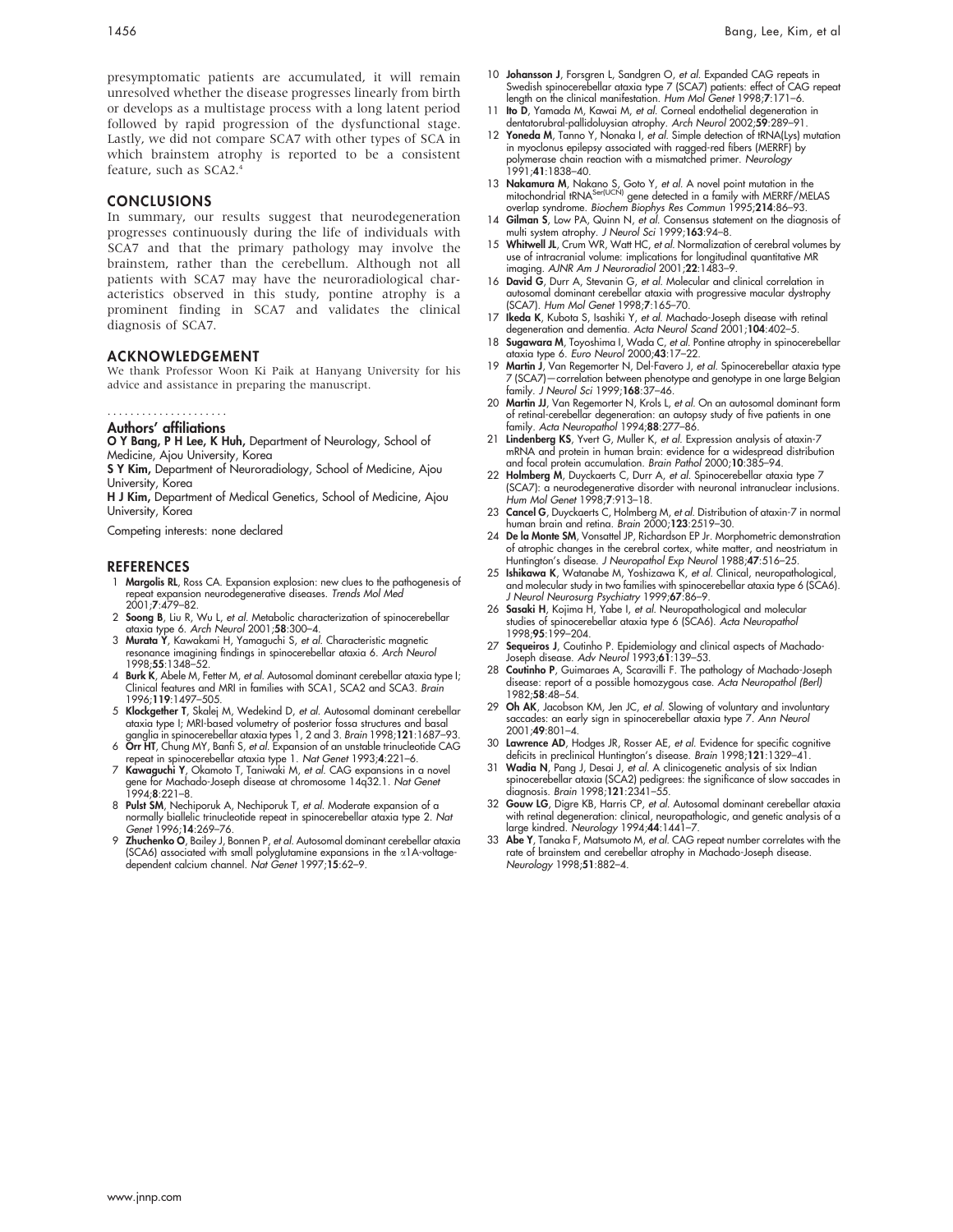presymptomatic patients are accumulated, it will remain unresolved whether the disease progresses linearly from birth or develops as a multistage process with a long latent period followed by rapid progression of the dysfunctional stage. Lastly, we did not compare SCA7 with other types of SCA in which brainstem atrophy is reported to be a consistent feature, such as SCA2.[4]

## CONCLUSIONS

In summary, our results suggest that neurodegeneration progresses continuously during the life of individuals with SCA7 and that the primary pathology may involve the brainstem, rather than the cerebellum. Although not all patients with SCA7 may have the neuroradiological characteristics observed in this study, pontine atrophy is a prominent finding in SCA7 and validates the clinical diagnosis of SCA7.

## ACKNOWLEDGEMENT

We thank Professor Woon Ki Paik at Hanyang University for his advice and assistance in preparing the manuscript.

### Authors' affiliations

**O Y Bang, P H Lee, K Huh,** Department of Neurology, School of Medicine, Ajou University, Korea
**S Y Kim,** Department of Neuroradiology, School of Medicine, Ajou University, Korea
**H J Kim,** Department of Medical Genetics, School of Medicine, Ajou University, Korea

Competing interests: none declared

## REFERENCES

1. **Margolis RL**, Ross CA. Expansion explosion: new clues to the pathogenesis of repeat expansion neurodegenerative diseases. *Trends Mol Med* 2001;**7**:479–82.
2. **Soong B**, Liu R, Wu L, *et al*. Metabolic characterization of spinocerebellar ataxia type 6. *Arch Neurol* 2001;**58**:300–4.
3. **Murata Y**, Kawakami H, Yamaguchi S, *et al*. Characteristic magnetic resonance imagining findings in spinocerebellar ataxia 6. *Arch Neurol* 1998;**55**:1348–52.
4. **Burk K**, Abele M, Fetter M, *et al*. Autosomal dominant cerebellar ataxia type I; Clinical features and MRI in families with SCA1, SCA2 and SCA3. *Brain* 1996;**119**:1497–505.
5. **Klockgether T**, Skalej M, Wedekind D, *et al*. Autosomal dominant cerebellar ataxia type I; MRI-based volumetry of posterior fossa structures and basal ganglia in spinocerebellar ataxia types 1, 2 and 3. *Brain* 1998;**121**:1687–93.
6. **Orr HT**, Chung MY, Banfi S, *et al*. Expansion of an unstable trinucleotide CAG repeat in spinocerebellar ataxia type 1. *Nat Genet* 1993;**4**:221–6.
7. **Kawaguchi Y**, Okamoto T, Taniwaki M, *et al*. CAG expansions in a novel gene for Machado-Joseph disease at chromosome 14q32.1. *Nat Genet* 1994;**8**:221–8.
8. **Pulst SM**, Nechiporuk A, Nechiporuk T, *et al*. Moderate expansion of a normally biallelic trinucleotide repeat in spinocerebellar ataxia type 2. *Nat Genet* 1996;**14**:269–76.
9. **Zhuchenko O**, Bailey J, Bonnen P, *et al*. Autosomal dominant cerebellar ataxia (SCA6) associated with small polyglutamine expansions in the $\alpha$1A-voltage-dependent calcium channel. *Nat Genet* 1997;**15**:62–9.
10. **Johansson J**, Forsgren L, Sandgren O, *et al*. Expanded CAG repeats in Swedish spinocerebellar ataxia type 7 (SCA7) patients: effect of CAG repeat length on the clinical manifestation. *Hum Mol Genet* 1998;**7**:171–6.
11. **Ito D**, Yamada M, Kawai M, *et al*. Corneal endothelial degeneration in dentatorubral-pallidoluysian atrophy. *Arch Neurol* 2002;**59**:289–91.
12. **Yoneda M**, Tanno Y, Nonaka I, *et al*. Simple detection of tRNA(Lys) mutation in myoclonus epilepsy associated with ragged-red fibers (MERRF) by polymerase chain reaction with a mismatched primer. *Neurology* 1991;**41**:1838–40.
13. **Nakamura M**, Nakano S, Goto Y, *et al*. A novel point mutation in the mitochondrial tRNA$^{Ser(UCN)}$ gene detected in a family with MERRF/MELAS overlap syndrome. *Biochem Biophys Res Commun* 1995;**214**:86–93.
14. **Gilman S**, Low PA, Quinn N, *et al*. Consensus statement on the diagnosis of multi system atrophy. *J Neurol Sci* 1999;**163**:94–8.
15. **Whitwell JL**, Crum WR, Watt HC, *et al*. Normalization of cerebral volumes by use of intracranial volume: implications for longitudinal quantitative MR imaging. *AJNR Am J Neuroradiol* 2001;**22**:1483–9.
16. **David G**, Durr A, Stevanin G, *et al*. Molecular and clinical correlation in autosomal dominant cerebellar ataxia with progressive macular dystrophy (SCA7). *Hum Mol Genet* 1998;**7**:165–70.
17. **Ikeda K**, Kubota S, Isashiki Y, *et al*. Machado-Joseph disease with retinal degeneration and dementia. *Acta Neurol Scand* 2001;**104**:402–5.
18. **Sugawara M**, Toyoshima I, Wada C, *et al*. Pontine atrophy in spinocerebellar ataxia type 6. *Euro Neurol* 2000;**43**:17–22.
19. **Martin J**, Van Regemorter N, Del-Favero J, *et al*. Spinocerebellar ataxia type 7 (SCA7)—correlation between phenotype and genotype in one large Belgian family. *J Neurol Sci* 1999;**168**:37–46.
20. **Martin JJ**, Van Regemorter N, Krols L, *et al*. On an autosomal dominant form of retinal-cerebellar degeneration: an autopsy study of five patients in one family. *Acta Neuropathol* 1994;**88**:277–86.
21. **Lindenberg KS**, Yvert G, Muller K, *et al*. Expression analysis of ataxin-7 mRNA and protein in human brain: evidence for a widespread distribution and focal protein accumulation. *Brain Pathol* 2000;**10**:385–94.
22. **Holmberg M**, Duyckaerts C, Durr A, *et al*. Spinocerebellar ataxia type 7 (SCA7): a neurodegenerative disorder with neuronal intranuclear inclusions. *Hum Mol Genet* 1998;**7**:913–18.
23. **Cancel G**, Duyckaerts C, Holmberg M, *et al*. Distribution of ataxin-7 in normal human brain and retina. *Brain* 2000;**123**:2519–30.
24. **De la Monte SM**, Vonsattel JP, Richardson EP Jr. Morphometric demonstration of atrophic changes in the cerebral cortex, white matter, and neostriatum in Huntington's disease. *J Neuropathol Exp Neurol* 1988;**47**:516–25.
25. **Ishikawa K**, Watanabe M, Yoshizawa K, *et al*. Clinical, neuropathological, and molecular study in two families with spinocerebellar ataxia type 6 (SCA6). *J Neurol Neurosurg Psychiatry* 1999;**67**:86–9.
26. **Sasaki H**, Kojima H, Yabe I, *et al*. Neuropathological and molecular studies of spinocerebellar ataxia type 6 (SCA6). *Acta Neuropathol* 1998;**95**:199–204.
27. **Sequeiros J**, Coutinho P. Epidemiology and clinical aspects of Machado-Joseph disease. *Adv Neurol* 1993;**61**:139–53.
28. **Coutinho P**, Guimaraes A, Scaravilli F. The pathology of Machado-Joseph disease: report of a possible homozygous case. *Acta Neuropathol (Berl)* 1982;**58**:48–54.
29. **Oh AK**, Jacobson KM, Jen JC, *et al*. Slowing of voluntary and involuntary saccades: an early sign in spinocerebellar ataxia type 7. *Ann Neurol* 2001;**49**:801–4.
30. **Lawrence AD**, Hodges JR, Rosser AE, *et al*. Evidence for specific cognitive deficits in preclinical Huntington's disease. *Brain* 1998;**121**:1329–41.
31. **Wadia N**, Pang J, Desai J, *et al*. A clinicogenetic analysis of six Indian spinocerebellar ataxia (SCA2) pedigrees: the significance of slow saccades in diagnosis. *Brain* 1998;**121**:2341–55.
32. **Gouw LG**, Digre KB, Harris CP, *et al*. Autosomal dominant cerebellar ataxia with retinal degeneration: clinical, neuropathologic, and genetic analysis of a large kindred. *Neurology* 1994;**44**:1441–7.
33. **Abe Y**, Tanaka F, Matsumoto M, *et al*. CAG repeat number correlates with the rate of brainstem and cerebellar atrophy in Machado-Joseph disease. *Neurology* 1998;**51**:882–4.